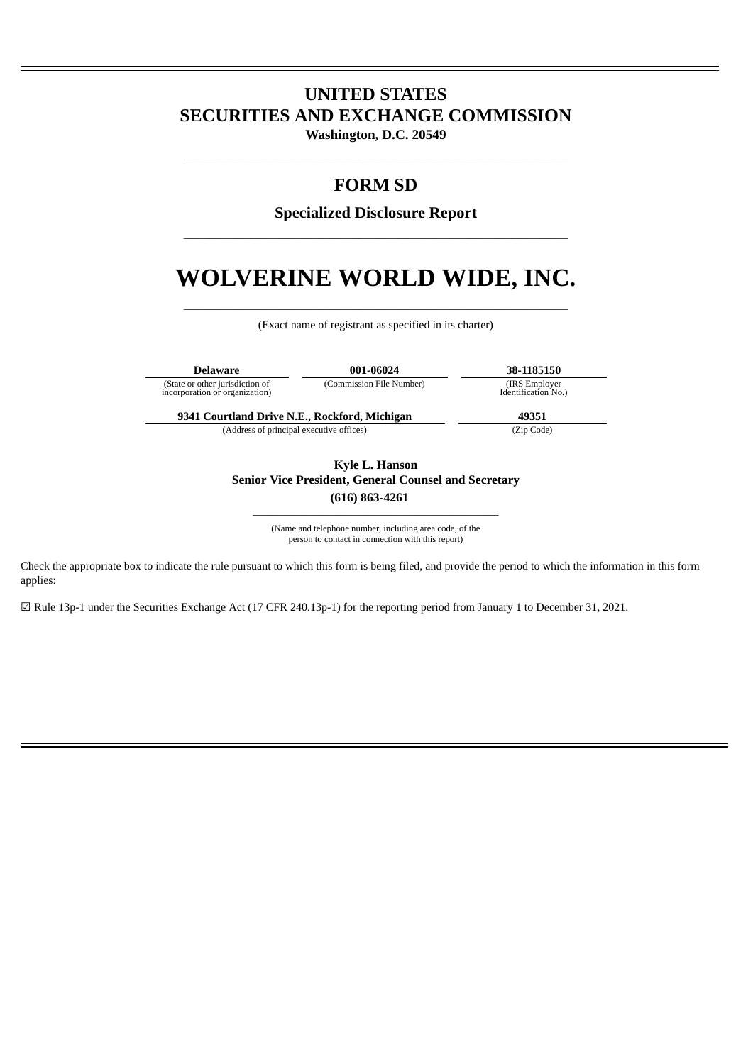# UNITED STATES
# SECURITIES AND EXCHANGE COMMISSION

**Washington, D.C. 20549**

## FORM SD

**Specialized Disclosure Report**

# WOLVERINE WORLD WIDE, INC.

(Exact name of registrant as specified in its charter)

| | | |
|---|---|---|
| **Delaware** | **001-06024** | **38-1185150** |
| (State or other jurisdiction of incorporation or organization) | (Commission File Number) | (IRS Employer Identification No.) |

| | |
|---|---|
| **9341 Courtland Drive N.E., Rockford, Michigan** | **49351** |
| (Address of principal executive offices) | (Zip Code) |

**Kyle L. Hanson**
**Senior Vice President, General Counsel and Secretary**
**(616) 863-4261**

(Name and telephone number, including area code, of the person to contact in connection with this report)

Check the appropriate box to indicate the rule pursuant to which this form is being filed, and provide the period to which the information in this form applies:

☑ Rule 13p-1 under the Securities Exchange Act (17 CFR 240.13p-1) for the reporting period from January 1 to December 31, 2021.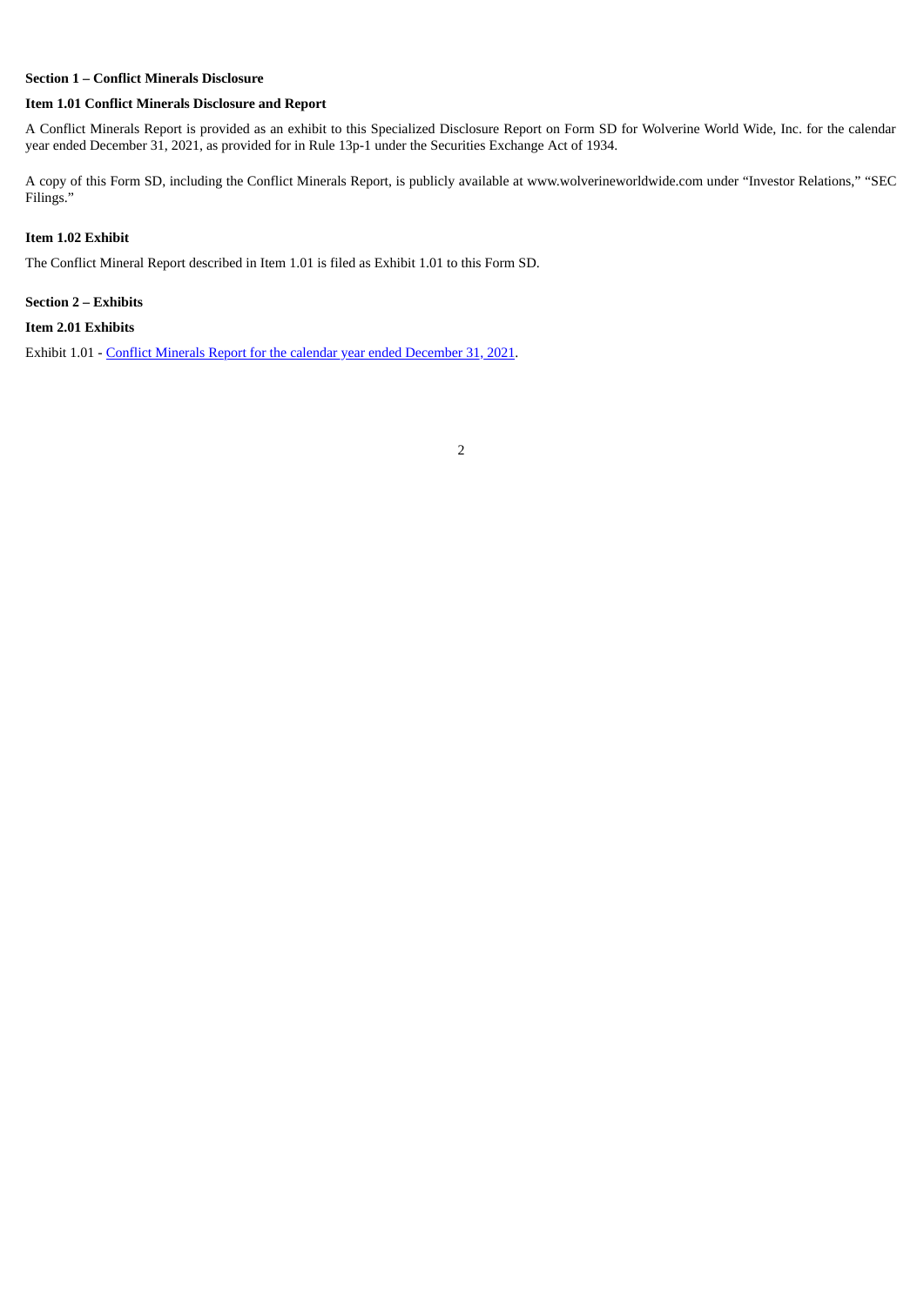**Section 1 – Conflict Minerals Disclosure**

**Item 1.01 Conflict Minerals Disclosure and Report**

A Conflict Minerals Report is provided as an exhibit to this Specialized Disclosure Report on Form SD for Wolverine World Wide, Inc. for the calendar year ended December 31, 2021, as provided for in Rule 13p-1 under the Securities Exchange Act of 1934.

A copy of this Form SD, including the Conflict Minerals Report, is publicly available at www.wolverineworldwide.com under "Investor Relations," "SEC Filings."

**Item 1.02 Exhibit**

The Conflict Mineral Report described in Item 1.01 is filed as Exhibit 1.01 to this Form SD.

**Section 2 – Exhibits**

**Item 2.01 Exhibits**

Exhibit 1.01 - Conflict Minerals Report for the calendar year ended December 31, 2021.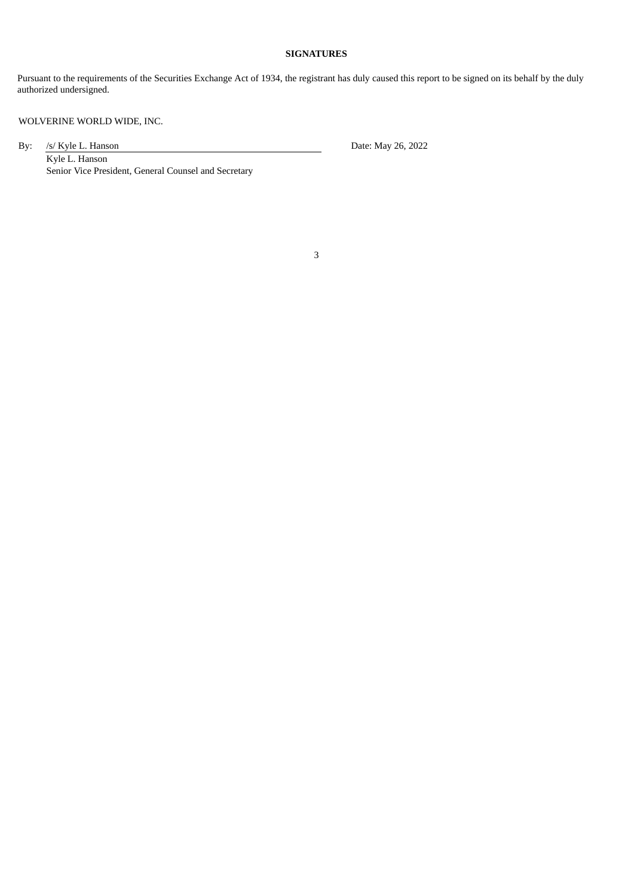**SIGNATURES**

Pursuant to the requirements of the Securities Exchange Act of 1934, the registrant has duly caused this report to be signed on its behalf by the duly authorized undersigned.

WOLVERINE WORLD WIDE, INC.

By: /s/ Kyle L. Hanson
Kyle L. Hanson
Senior Vice President, General Counsel and Secretary

Date: May 26, 2022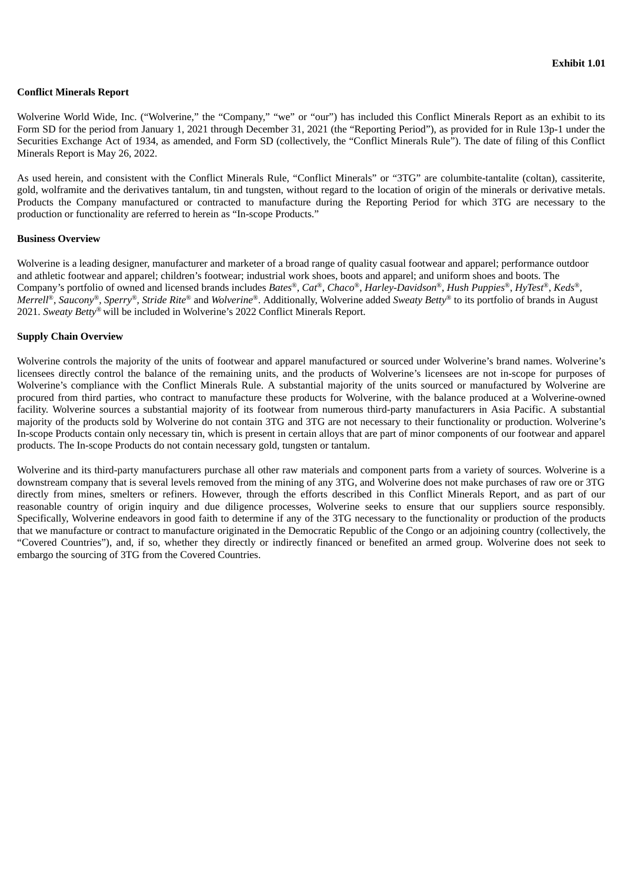**Exhibit 1.01**

**Conflict Minerals Report**

Wolverine World Wide, Inc. ("Wolverine," the "Company," "we" or "our") has included this Conflict Minerals Report as an exhibit to its Form SD for the period from January 1, 2021 through December 31, 2021 (the "Reporting Period"), as provided for in Rule 13p-1 under the Securities Exchange Act of 1934, as amended, and Form SD (collectively, the "Conflict Minerals Rule"). The date of filing of this Conflict Minerals Report is May 26, 2022.

As used herein, and consistent with the Conflict Minerals Rule, "Conflict Minerals" or "3TG" are columbite-tantalite (coltan), cassiterite, gold, wolframite and the derivatives tantalum, tin and tungsten, without regard to the location of origin of the minerals or derivative metals. Products the Company manufactured or contracted to manufacture during the Reporting Period for which 3TG are necessary to the production or functionality are referred to herein as "In-scope Products."

**Business Overview**

Wolverine is a leading designer, manufacturer and marketer of a broad range of quality casual footwear and apparel; performance outdoor and athletic footwear and apparel; children's footwear; industrial work shoes, boots and apparel; and uniform shoes and boots. The Company's portfolio of owned and licensed brands includes *Bates*®, *Cat*®, *Chaco*®, *Harley-Davidson*®, *Hush Puppies*®, *HyTest*®, *Keds*®, *Merrell*®, *Saucony*®, *Sperry*®, *Stride Rite*® and *Wolverine*®. Additionally, Wolverine added *Sweaty Betty*® to its portfolio of brands in August 2021. *Sweaty Betty*® will be included in Wolverine's 2022 Conflict Minerals Report.

**Supply Chain Overview**

Wolverine controls the majority of the units of footwear and apparel manufactured or sourced under Wolverine's brand names. Wolverine's licensees directly control the balance of the remaining units, and the products of Wolverine's licensees are not in-scope for purposes of Wolverine's compliance with the Conflict Minerals Rule. A substantial majority of the units sourced or manufactured by Wolverine are procured from third parties, who contract to manufacture these products for Wolverine, with the balance produced at a Wolverine-owned facility. Wolverine sources a substantial majority of its footwear from numerous third-party manufacturers in Asia Pacific. A substantial majority of the products sold by Wolverine do not contain 3TG and 3TG are not necessary to their functionality or production. Wolverine's In-scope Products contain only necessary tin, which is present in certain alloys that are part of minor components of our footwear and apparel products. The In-scope Products do not contain necessary gold, tungsten or tantalum.

Wolverine and its third-party manufacturers purchase all other raw materials and component parts from a variety of sources. Wolverine is a downstream company that is several levels removed from the mining of any 3TG, and Wolverine does not make purchases of raw ore or 3TG directly from mines, smelters or refiners. However, through the efforts described in this Conflict Minerals Report, and as part of our reasonable country of origin inquiry and due diligence processes, Wolverine seeks to ensure that our suppliers source responsibly. Specifically, Wolverine endeavors in good faith to determine if any of the 3TG necessary to the functionality or production of the products that we manufacture or contract to manufacture originated in the Democratic Republic of the Congo or an adjoining country (collectively, the "Covered Countries"), and, if so, whether they directly or indirectly financed or benefited an armed group. Wolverine does not seek to embargo the sourcing of 3TG from the Covered Countries.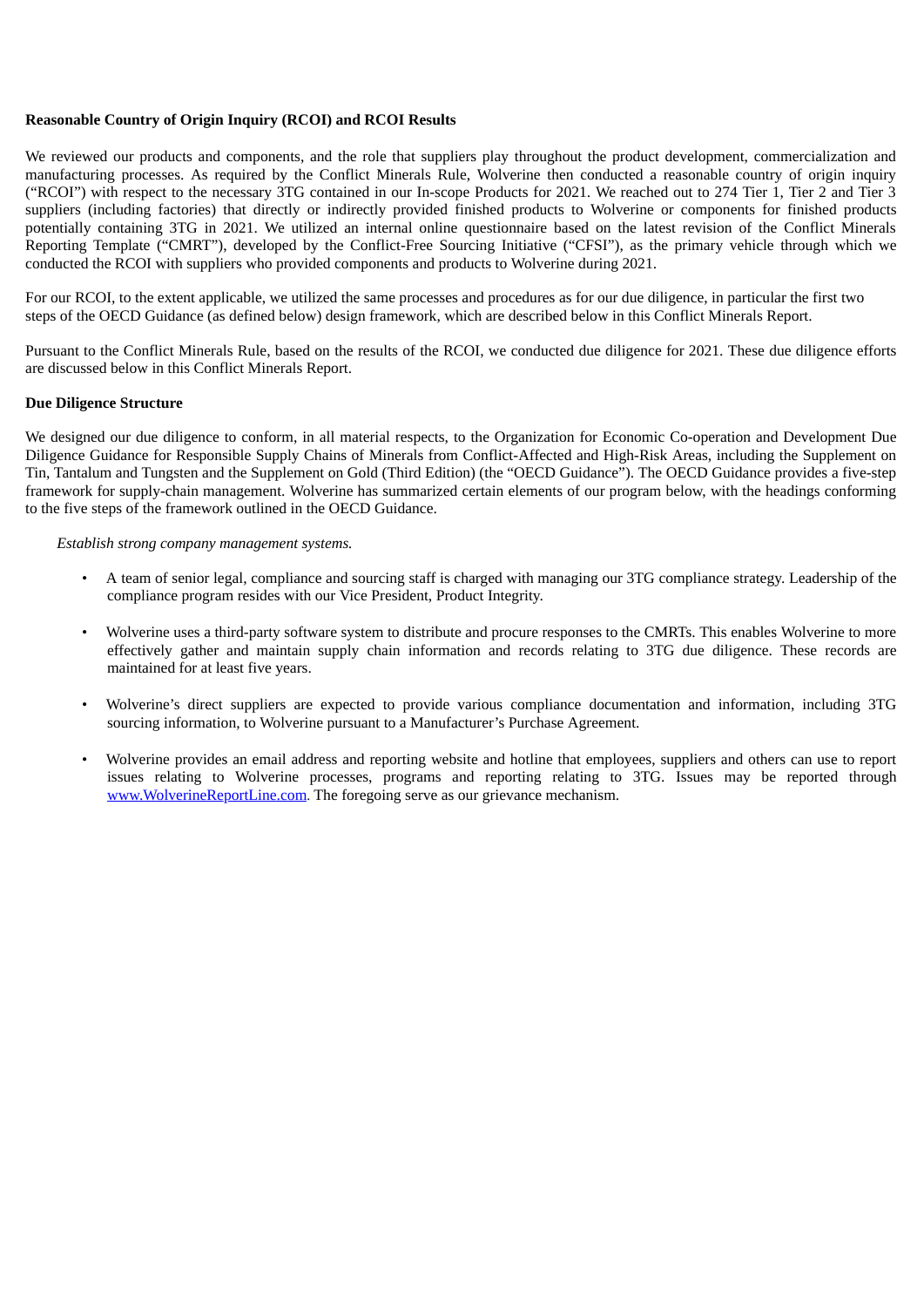**Reasonable Country of Origin Inquiry (RCOI) and RCOI Results**

We reviewed our products and components, and the role that suppliers play throughout the product development, commercialization and manufacturing processes. As required by the Conflict Minerals Rule, Wolverine then conducted a reasonable country of origin inquiry ("RCOI") with respect to the necessary 3TG contained in our In-scope Products for 2021. We reached out to 274 Tier 1, Tier 2 and Tier 3 suppliers (including factories) that directly or indirectly provided finished products to Wolverine or components for finished products potentially containing 3TG in 2021. We utilized an internal online questionnaire based on the latest revision of the Conflict Minerals Reporting Template ("CMRT"), developed by the Conflict-Free Sourcing Initiative ("CFSI"), as the primary vehicle through which we conducted the RCOI with suppliers who provided components and products to Wolverine during 2021.

For our RCOI, to the extent applicable, we utilized the same processes and procedures as for our due diligence, in particular the first two steps of the OECD Guidance (as defined below) design framework, which are described below in this Conflict Minerals Report.

Pursuant to the Conflict Minerals Rule, based on the results of the RCOI, we conducted due diligence for 2021. These due diligence efforts are discussed below in this Conflict Minerals Report.

**Due Diligence Structure**

We designed our due diligence to conform, in all material respects, to the Organization for Economic Co-operation and Development Due Diligence Guidance for Responsible Supply Chains of Minerals from Conflict-Affected and High-Risk Areas, including the Supplement on Tin, Tantalum and Tungsten and the Supplement on Gold (Third Edition) (the "OECD Guidance"). The OECD Guidance provides a five-step framework for supply-chain management. Wolverine has summarized certain elements of our program below, with the headings conforming to the five steps of the framework outlined in the OECD Guidance.

*Establish strong company management systems.*

- A team of senior legal, compliance and sourcing staff is charged with managing our 3TG compliance strategy. Leadership of the compliance program resides with our Vice President, Product Integrity.
- Wolverine uses a third-party software system to distribute and procure responses to the CMRTs. This enables Wolverine to more effectively gather and maintain supply chain information and records relating to 3TG due diligence. These records are maintained for at least five years.
- Wolverine's direct suppliers are expected to provide various compliance documentation and information, including 3TG sourcing information, to Wolverine pursuant to a Manufacturer's Purchase Agreement.
- Wolverine provides an email address and reporting website and hotline that employees, suppliers and others can use to report issues relating to Wolverine processes, programs and reporting relating to 3TG. Issues may be reported through [www.WolverineReportLine.com](http://www.WolverineReportLine.com). The foregoing serve as our grievance mechanism.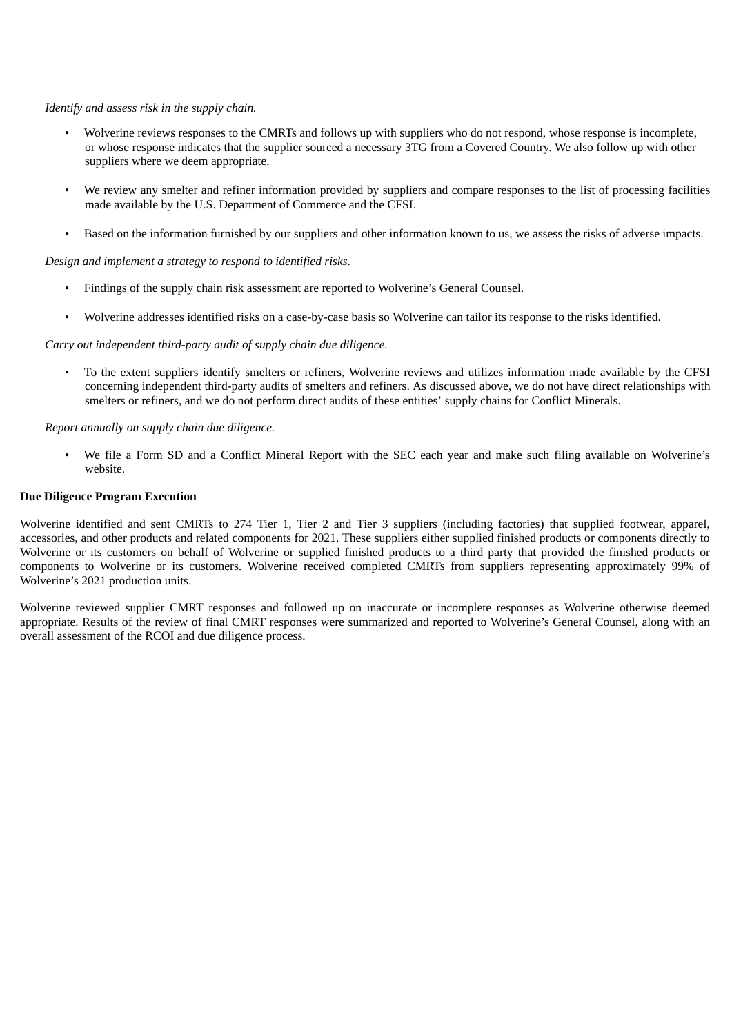*Identify and assess risk in the supply chain.*

- Wolverine reviews responses to the CMRTs and follows up with suppliers who do not respond, whose response is incomplete, or whose response indicates that the supplier sourced a necessary 3TG from a Covered Country. We also follow up with other suppliers where we deem appropriate.
- We review any smelter and refiner information provided by suppliers and compare responses to the list of processing facilities made available by the U.S. Department of Commerce and the CFSI.
- Based on the information furnished by our suppliers and other information known to us, we assess the risks of adverse impacts.

*Design and implement a strategy to respond to identified risks.*

- Findings of the supply chain risk assessment are reported to Wolverine's General Counsel.
- Wolverine addresses identified risks on a case-by-case basis so Wolverine can tailor its response to the risks identified.

*Carry out independent third-party audit of supply chain due diligence.*

- To the extent suppliers identify smelters or refiners, Wolverine reviews and utilizes information made available by the CFSI concerning independent third-party audits of smelters and refiners. As discussed above, we do not have direct relationships with smelters or refiners, and we do not perform direct audits of these entities' supply chains for Conflict Minerals.

*Report annually on supply chain due diligence.*

- We file a Form SD and a Conflict Mineral Report with the SEC each year and make such filing available on Wolverine's website.

**Due Diligence Program Execution**

Wolverine identified and sent CMRTs to 274 Tier 1, Tier 2 and Tier 3 suppliers (including factories) that supplied footwear, apparel, accessories, and other products and related components for 2021. These suppliers either supplied finished products or components directly to Wolverine or its customers on behalf of Wolverine or supplied finished products to a third party that provided the finished products or components to Wolverine or its customers. Wolverine received completed CMRTs from suppliers representing approximately 99% of Wolverine's 2021 production units.

Wolverine reviewed supplier CMRT responses and followed up on inaccurate or incomplete responses as Wolverine otherwise deemed appropriate. Results of the review of final CMRT responses were summarized and reported to Wolverine's General Counsel, along with an overall assessment of the RCOI and due diligence process.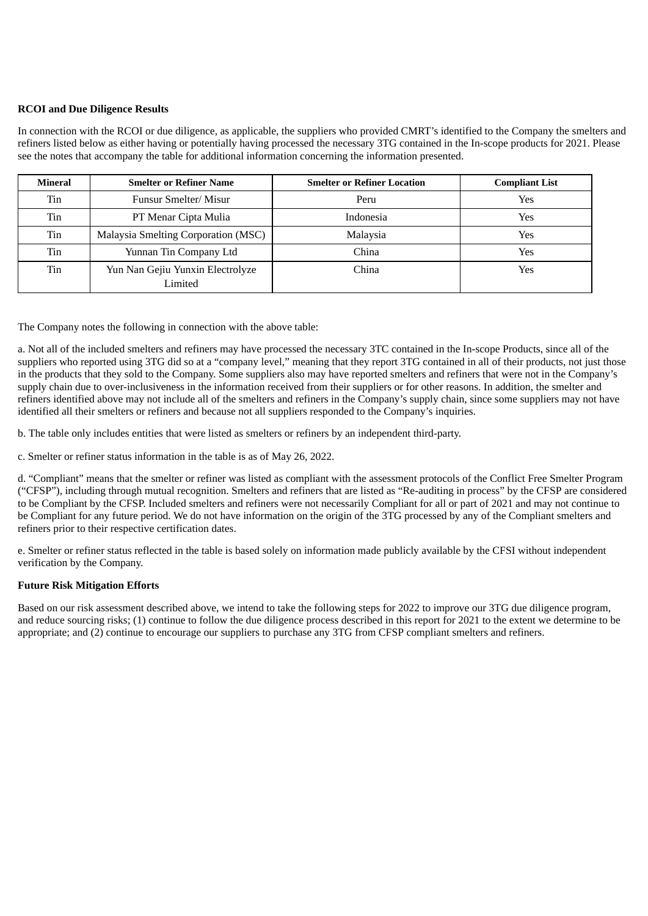**RCOI and Due Diligence Results**

In connection with the RCOI or due diligence, as applicable, the suppliers who provided CMRT's identified to the Company the smelters and refiners listed below as either having or potentially having processed the necessary 3TG contained in the In-scope products for 2021. Please see the notes that accompany the table for additional information concerning the information presented.

| Mineral | Smelter or Refiner Name | Smelter or Refiner Location | Compliant List |
|---|---|---|---|
| Tin | Funsur Smelter/ Misur | Peru | Yes |
| Tin | PT Menar Cipta Mulia | Indonesia | Yes |
| Tin | Malaysia Smelting Corporation (MSC) | Malaysia | Yes |
| Tin | Yunnan Tin Company Ltd | China | Yes |
| Tin | Yun Nan Gejiu Yunxin Electrolyze Limited | China | Yes |

The Company notes the following in connection with the above table:

a. Not all of the included smelters and refiners may have processed the necessary 3TC contained in the In-scope Products, since all of the suppliers who reported using 3TG did so at a "company level," meaning that they report 3TG contained in all of their products, not just those in the products that they sold to the Company. Some suppliers also may have reported smelters and refiners that were not in the Company's supply chain due to over-inclusiveness in the information received from their suppliers or for other reasons. In addition, the smelter and refiners identified above may not include all of the smelters and refiners in the Company's supply chain, since some suppliers may not have identified all their smelters or refiners and because not all suppliers responded to the Company's inquiries.

b. The table only includes entities that were listed as smelters or refiners by an independent third-party.

c. Smelter or refiner status information in the table is as of May 26, 2022.

d. "Compliant" means that the smelter or refiner was listed as compliant with the assessment protocols of the Conflict Free Smelter Program ("CFSP"), including through mutual recognition. Smelters and refiners that are listed as "Re-auditing in process" by the CFSP are considered to be Compliant by the CFSP. Included smelters and refiners were not necessarily Compliant for all or part of 2021 and may not continue to be Compliant for any future period. We do not have information on the origin of the 3TG processed by any of the Compliant smelters and refiners prior to their respective certification dates.

e. Smelter or refiner status reflected in the table is based solely on information made publicly available by the CFSI without independent verification by the Company.

**Future Risk Mitigation Efforts**

Based on our risk assessment described above, we intend to take the following steps for 2022 to improve our 3TG due diligence program, and reduce sourcing risks; (1) continue to follow the due diligence process described in this report for 2021 to the extent we determine to be appropriate; and (2) continue to encourage our suppliers to purchase any 3TG from CFSP compliant smelters and refiners.